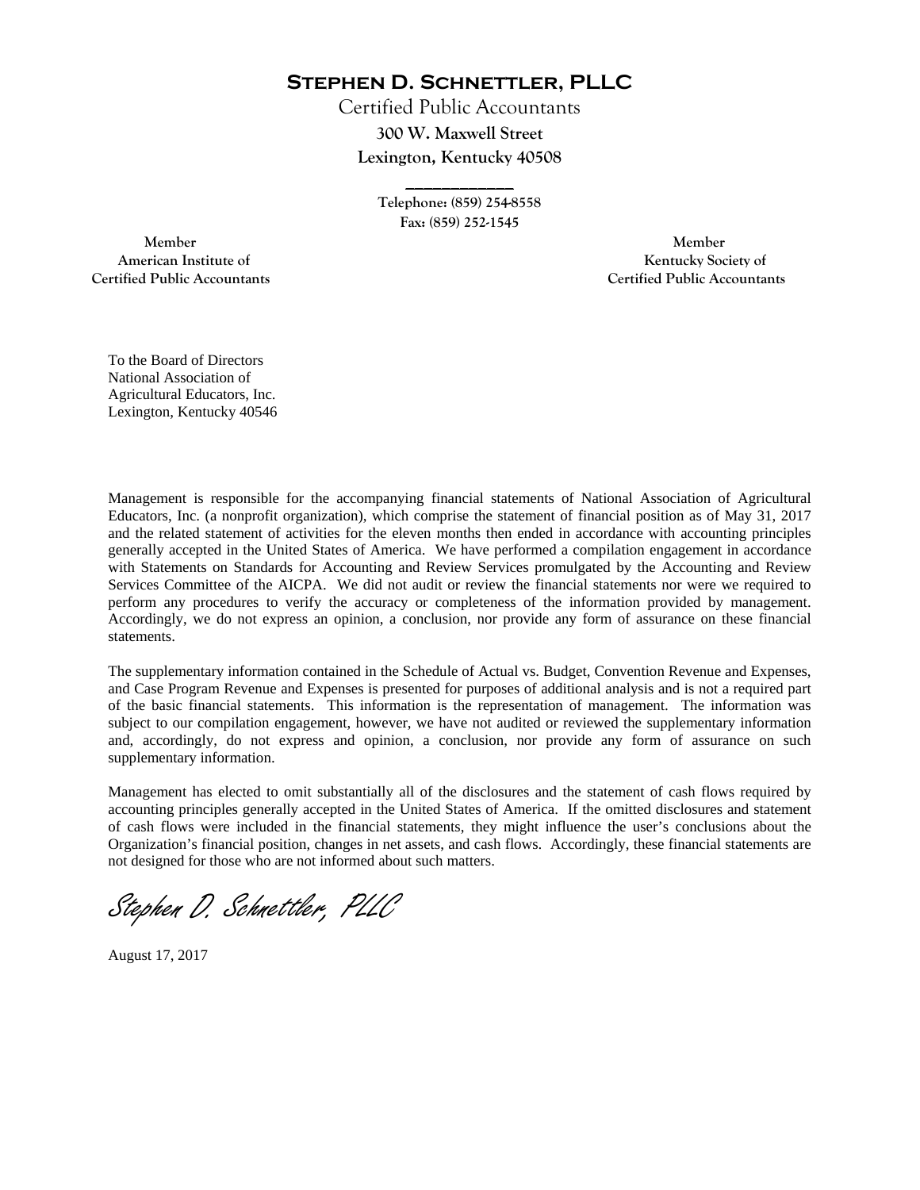# Stephen D. Schnettler, PLLC

Certified Public Accountants
**300 W. Maxwell Street**
**Lexington, Kentucky 40508**

---

**Telephone: (859) 254-8558**
**Fax: (859) 252-1545**

**Member**
**American Institute of**
**Certified Public Accountants**

**Member**
**Kentucky Society of**
**Certified Public Accountants**

To the Board of Directors
National Association of
Agricultural Educators, Inc.
Lexington, Kentucky 40546

Management is responsible for the accompanying financial statements of National Association of Agricultural Educators, Inc. (a nonprofit organization), which comprise the statement of financial position as of May 31, 2017 and the related statement of activities for the eleven months then ended in accordance with accounting principles generally accepted in the United States of America. We have performed a compilation engagement in accordance with Statements on Standards for Accounting and Review Services promulgated by the Accounting and Review Services Committee of the AICPA. We did not audit or review the financial statements nor were we required to perform any procedures to verify the accuracy or completeness of the information provided by management. Accordingly, we do not express an opinion, a conclusion, nor provide any form of assurance on these financial statements.

The supplementary information contained in the Schedule of Actual vs. Budget, Convention Revenue and Expenses, and Case Program Revenue and Expenses is presented for purposes of additional analysis and is not a required part of the basic financial statements. This information is the representation of management. The information was subject to our compilation engagement, however, we have not audited or reviewed the supplementary information and, accordingly, do not express and opinion, a conclusion, nor provide any form of assurance on such supplementary information.

Management has elected to omit substantially all of the disclosures and the statement of cash flows required by accounting principles generally accepted in the United States of America. If the omitted disclosures and statement of cash flows were included in the financial statements, they might influence the user's conclusions about the Organization's financial position, changes in net assets, and cash flows. Accordingly, these financial statements are not designed for those who are not informed about such matters.

*Stephen D. Schnettler, PLLC*

August 17, 2017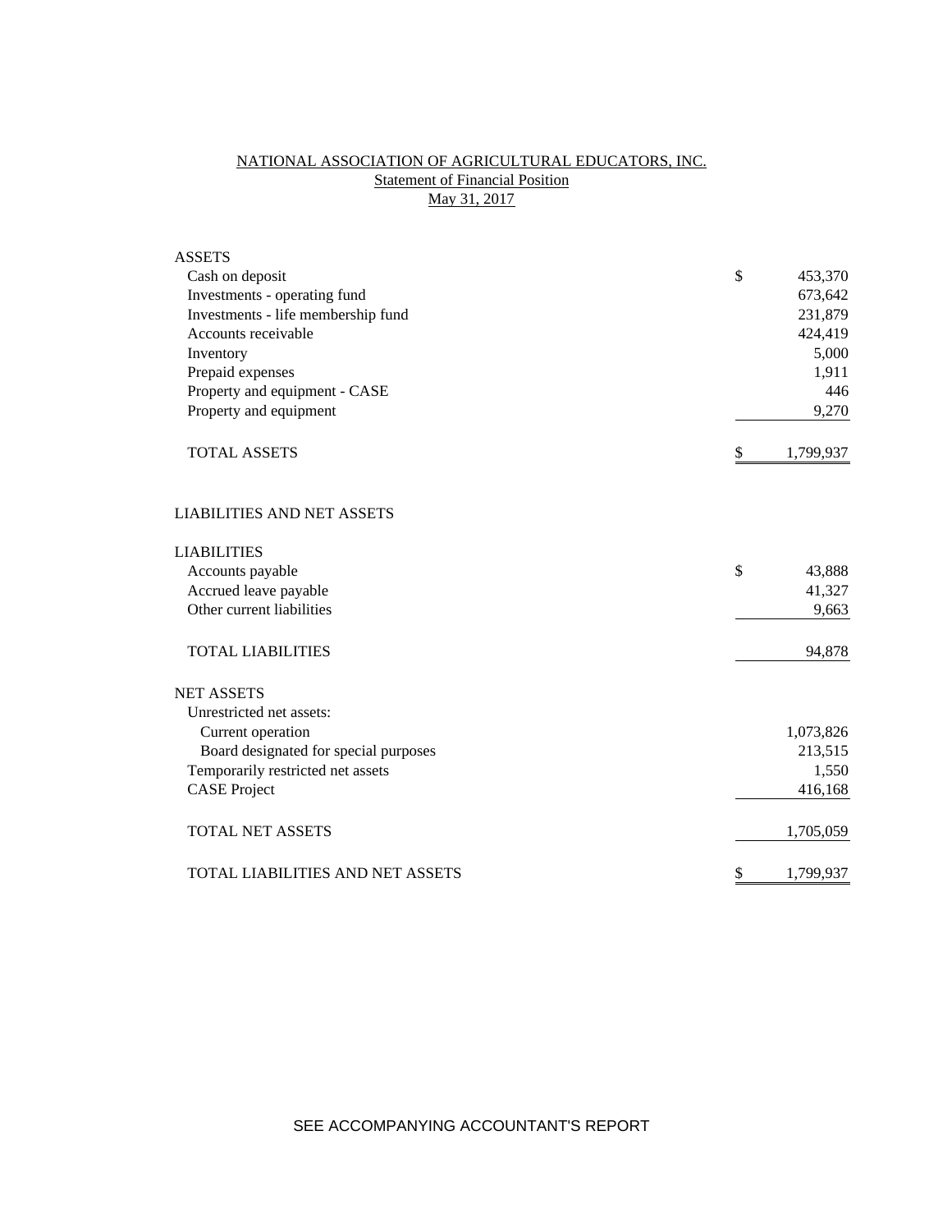# NATIONAL ASSOCIATION OF AGRICULTURAL EDUCATORS, INC.

## Statement of Financial Position

## May 31, 2017

| | | |
|---|---|---|
| **ASSETS** | | |
| Cash on deposit | $ | 453,370 |
| Investments - operating fund | | 673,642 |
| Investments - life membership fund | | 231,879 |
| Accounts receivable | | 424,419 |
| Inventory | | 5,000 |
| Prepaid expenses | | 1,911 |
| Property and equipment - CASE | | 446 |
| Property and equipment | | 9,270 |
| TOTAL ASSETS | $ | 1,799,937 |
| | | |
| **LIABILITIES AND NET ASSETS** | | |
| | | |
| **LIABILITIES** | | |
| Accounts payable | $ | 43,888 |
| Accrued leave payable | | 41,327 |
| Other current liabilities | | 9,663 |
| TOTAL LIABILITIES | | 94,878 |
| | | |
| **NET ASSETS** | | |
| Unrestricted net assets: | | |
| Current operation | | 1,073,826 |
| Board designated for special purposes | | 213,515 |
| Temporarily restricted net assets | | 1,550 |
| CASE Project | | 416,168 |
| TOTAL NET ASSETS | | 1,705,059 |
| | | |
| TOTAL LIABILITIES AND NET ASSETS | $ | 1,799,937 |

SEE ACCOMPANYING ACCOUNTANT'S REPORT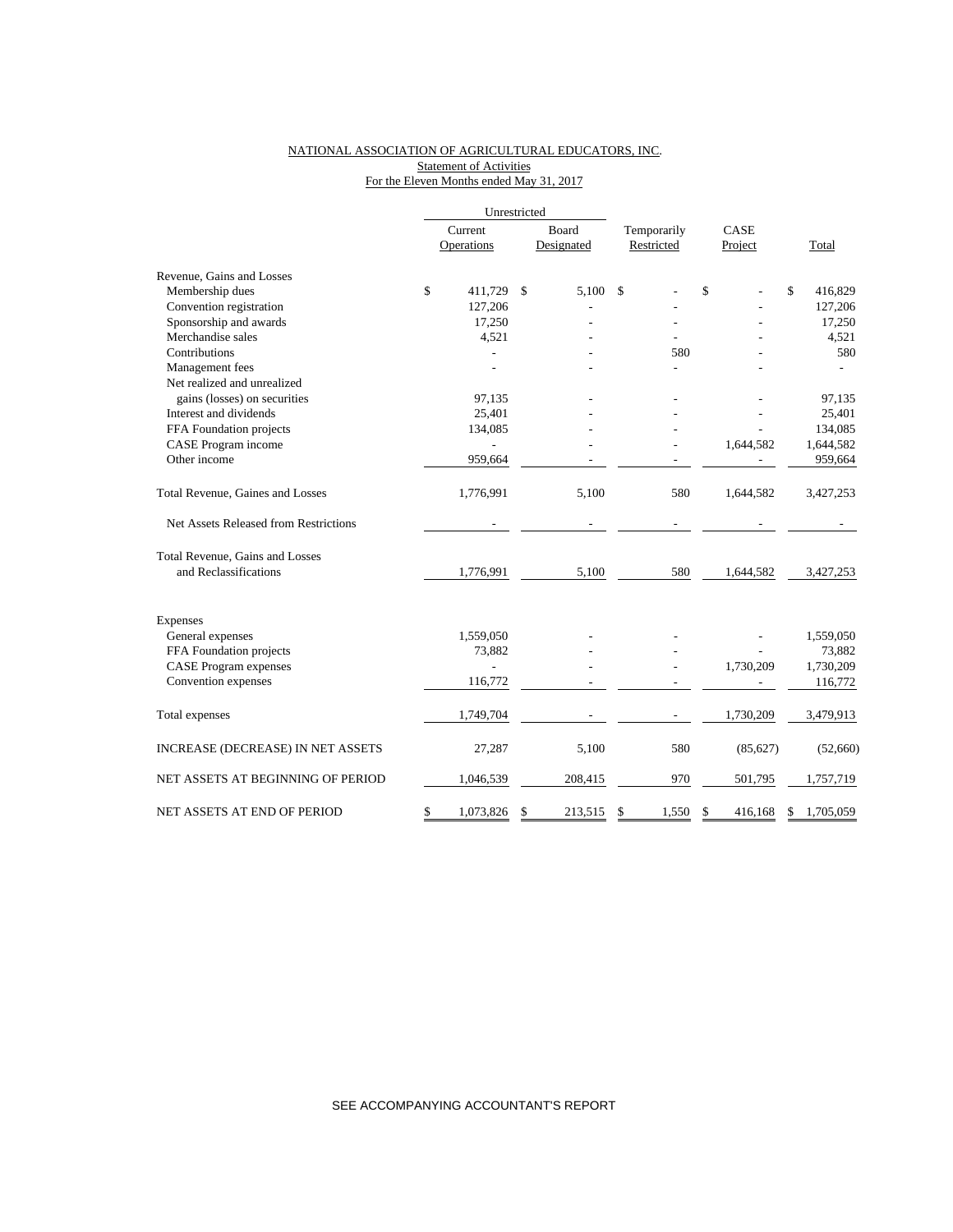NATIONAL ASSOCIATION OF AGRICULTURAL EDUCATORS, INC.
Statement of Activities
For the Eleven Months ended May 31, 2017

| | Unrestricted | | | | |
|---|---|---|---|---|---|
| | Current Operations | Board Designated | Temporarily Restricted | CASE Project | Total |
| Revenue, Gains and Losses | | | | | |
| Membership dues | $ 411,729 | $ 5,100 | $ - | $ - | $ 416,829 |
| Convention registration | 127,206 | - | - | - | 127,206 |
| Sponsorship and awards | 17,250 | - | - | - | 17,250 |
| Merchandise sales | 4,521 | - | - | - | 4,521 |
| Contributions | - | - | 580 | - | 580 |
| Management fees | - | - | - | - | - |
| Net realized and unrealized gains (losses) on securities | 97,135 | - | - | - | 97,135 |
| Interest and dividends | 25,401 | - | - | - | 25,401 |
| FFA Foundation projects | 134,085 | - | - | - | 134,085 |
| CASE Program income | - | - | - | 1,644,582 | 1,644,582 |
| Other income | 959,664 | - | - | - | 959,664 |
| Total Revenue, Gaines and Losses | 1,776,991 | 5,100 | 580 | 1,644,582 | 3,427,253 |
| Net Assets Released from Restrictions | - | - | - | - | - |
| Total Revenue, Gains and Losses and Reclassifications | 1,776,991 | 5,100 | 580 | 1,644,582 | 3,427,253 |
| Expenses | | | | | |
| General expenses | 1,559,050 | - | - | - | 1,559,050 |
| FFA Foundation projects | 73,882 | - | - | - | 73,882 |
| CASE Program expenses | - | - | - | 1,730,209 | 1,730,209 |
| Convention expenses | 116,772 | - | - | - | 116,772 |
| Total expenses | 1,749,704 | - | - | 1,730,209 | 3,479,913 |
| INCREASE (DECREASE) IN NET ASSETS | 27,287 | 5,100 | 580 | (85,627) | (52,660) |
| NET ASSETS AT BEGINNING OF PERIOD | 1,046,539 | 208,415 | 970 | 501,795 | 1,757,719 |
| NET ASSETS AT END OF PERIOD | $ 1,073,826 | $ 213,515 | $ 1,550 | $ 416,168 | $ 1,705,059 |

SEE ACCOMPANYING ACCOUNTANT'S REPORT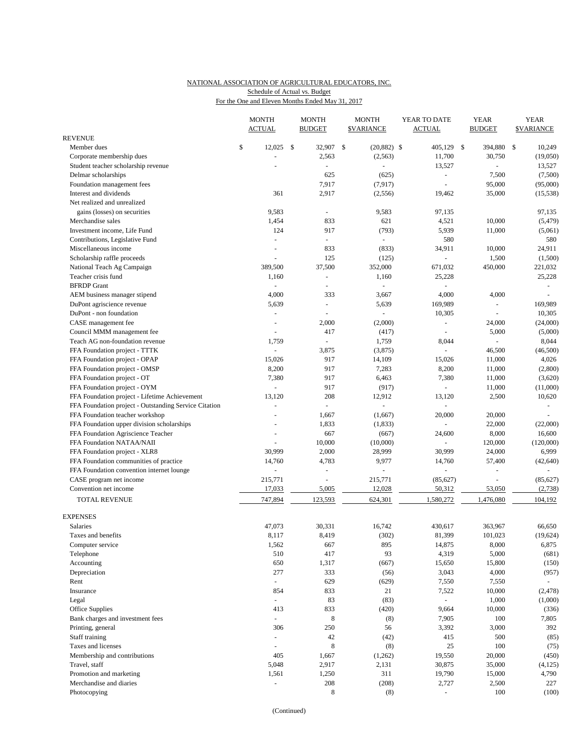NATIONAL ASSOCIATION OF AGRICULTURAL EDUCATORS, INC.
Schedule of Actual vs. Budget
For the One and Eleven Months Ended May 31, 2017

| | MONTH ACTUAL | MONTH BUDGET | MONTH $VARIANCE | YEAR TO DATE ACTUAL | YEAR BUDGET | YEAR $VARIANCE |
|---|---|---|---|---|---|---|
| **REVENUE** | | | | | | |
| Member dues | $ 12,025 | $ 32,907 | $ (20,882) | $ 405,129 | $ 394,880 | $ 10,249 |
| Corporate membership dues | - | 2,563 | (2,563) | 11,700 | 30,750 | (19,050) |
| Student teacher scholarship revenue | - | - | - | 13,527 | - | 13,527 |
| Delmar scholarships | | 625 | (625) | - | 7,500 | (7,500) |
| Foundation management fees | | 7,917 | (7,917) | - | 95,000 | (95,000) |
| Interest and dividends | 361 | 2,917 | (2,556) | 19,462 | 35,000 | (15,538) |
| Net realized and unrealized gains (losses) on securities | 9,583 | - | 9,583 | 97,135 | | 97,135 |
| Merchandise sales | 1,454 | 833 | 621 | 4,521 | 10,000 | (5,479) |
| Investment income, Life Fund | 124 | 917 | (793) | 5,939 | 11,000 | (5,061) |
| Contributions, Legislative Fund | - | - | - | 580 | | 580 |
| Miscellaneous income | - | 833 | (833) | 34,911 | 10,000 | 24,911 |
| Scholarship raffle proceeds | - | 125 | (125) | - | 1,500 | (1,500) |
| National Teach Ag Campaign | 389,500 | 37,500 | 352,000 | 671,032 | 450,000 | 221,032 |
| Teacher crisis fund | 1,160 | - | 1,160 | 25,228 | | 25,228 |
| BFRDP Grant | - | - | - | - | | - |
| AEM business manager stipend | 4,000 | 333 | 3,667 | 4,000 | 4,000 | - |
| DuPont agriscience revenue | 5,639 | - | 5,639 | 169,989 | - | 169,989 |
| DuPont - non foundation | - | - | - | 10,305 | - | 10,305 |
| CASE management fee | - | 2,000 | (2,000) | - | 24,000 | (24,000) |
| Council MMM management fee | - | 417 | (417) | - | 5,000 | (5,000) |
| Teach AG non-foundation revenue | 1,759 | - | 1,759 | 8,044 | - | 8,044 |
| FFA Foundation project - TTTK | - | 3,875 | (3,875) | - | 46,500 | (46,500) |
| FFA Foundation project - OPAP | 15,026 | 917 | 14,109 | 15,026 | 11,000 | 4,026 |
| FFA Foundation project - OMSP | 8,200 | 917 | 7,283 | 8,200 | 11,000 | (2,800) |
| FFA Foundation project - OT | 7,380 | 917 | 6,463 | 7,380 | 11,000 | (3,620) |
| FFA Foundation project - OYM | - | 917 | (917) | - | 11,000 | (11,000) |
| FFA Foundation project - Lifetime Achievement | 13,120 | 208 | 12,912 | 13,120 | 2,500 | 10,620 |
| FFA Foundation project - Outstanding Service Citation | - | - | - | - | | - |
| FFA Foundation teacher workshop | - | 1,667 | (1,667) | 20,000 | 20,000 | - |
| FFA Foundation upper division scholarships | - | 1,833 | (1,833) | - | 22,000 | (22,000) |
| FFA Foundation Agriscience Teacher | - | 667 | (667) | 24,600 | 8,000 | 16,600 |
| FFA Foundation NATAA/NAII | - | 10,000 | (10,000) | - | 120,000 | (120,000) |
| FFA Foundation project - XLR8 | 30,999 | 2,000 | 28,999 | 30,999 | 24,000 | 6,999 |
| FFA Foundation communities of practice | 14,760 | 4,783 | 9,977 | 14,760 | 57,400 | (42,640) |
| FFA Foundation convention internet lounge | - | - | - | - | - | - |
| CASE program net income | 215,771 | - | 215,771 | (85,627) | - | (85,627) |
| Convention net income | 17,033 | 5,005 | 12,028 | 50,312 | 53,050 | (2,738) |
| TOTAL REVENUE | 747,894 | 123,593 | 624,301 | 1,580,272 | 1,476,080 | 104,192 |
| **EXPENSES** | | | | | | |
| Salaries | 47,073 | 30,331 | 16,742 | 430,617 | 363,967 | 66,650 |
| Taxes and benefits | 8,117 | 8,419 | (302) | 81,399 | 101,023 | (19,624) |
| Computer service | 1,562 | 667 | 895 | 14,875 | 8,000 | 6,875 |
| Telephone | 510 | 417 | 93 | 4,319 | 5,000 | (681) |
| Accounting | 650 | 1,317 | (667) | 15,650 | 15,800 | (150) |
| Depreciation | 277 | 333 | (56) | 3,043 | 4,000 | (957) |
| Rent | - | 629 | (629) | 7,550 | 7,550 | - |
| Insurance | 854 | 833 | 21 | 7,522 | 10,000 | (2,478) |
| Legal | - | 83 | (83) | - | 1,000 | (1,000) |
| Office Supplies | 413 | 833 | (420) | 9,664 | 10,000 | (336) |
| Bank charges and investment fees | - | 8 | (8) | 7,905 | 100 | 7,805 |
| Printing, general | 306 | 250 | 56 | 3,392 | 3,000 | 392 |
| Staff training | - | 42 | (42) | 415 | 500 | (85) |
| Taxes and licenses | - | 8 | (8) | 25 | 100 | (75) |
| Membership and contributions | 405 | 1,667 | (1,262) | 19,550 | 20,000 | (450) |
| Travel, staff | 5,048 | 2,917 | 2,131 | 30,875 | 35,000 | (4,125) |
| Promotion and marketing | 1,561 | 1,250 | 311 | 19,790 | 15,000 | 4,790 |
| Merchandise and diaries | - | 208 | (208) | 2,727 | 2,500 | 227 |
| Photocopying | | 8 | (8) | - | 100 | (100) |

(Continued)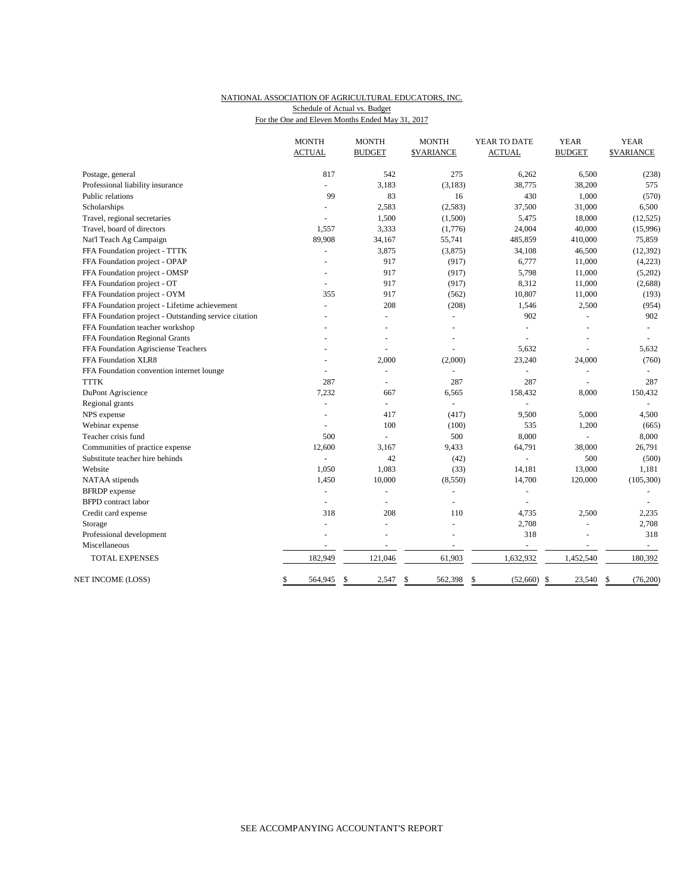NATIONAL ASSOCIATION OF AGRICULTURAL EDUCATORS, INC.
Schedule of Actual vs. Budget
For the One and Eleven Months Ended May 31, 2017

| | MONTH ACTUAL | MONTH BUDGET | MONTH $VARIANCE | YEAR TO DATE ACTUAL | YEAR BUDGET | YEAR $VARIANCE |
|---|---|---|---|---|---|---|
| Postage, general | 817 | 542 | 275 | 6,262 | 6,500 | (238) |
| Professional liability insurance | - | 3,183 | (3,183) | 38,775 | 38,200 | 575 |
| Public relations | 99 | 83 | 16 | 430 | 1,000 | (570) |
| Scholarships | - | 2,583 | (2,583) | 37,500 | 31,000 | 6,500 |
| Travel, regional secretaries | - | 1,500 | (1,500) | 5,475 | 18,000 | (12,525) |
| Travel, board of directors | 1,557 | 3,333 | (1,776) | 24,004 | 40,000 | (15,996) |
| Nat'l Teach Ag Campaign | 89,908 | 34,167 | 55,741 | 485,859 | 410,000 | 75,859 |
| FFA Foundation project - TTTK | - | 3,875 | (3,875) | 34,108 | 46,500 | (12,392) |
| FFA Foundation project - OPAP | - | 917 | (917) | 6,777 | 11,000 | (4,223) |
| FFA Foundation project - OMSP | - | 917 | (917) | 5,798 | 11,000 | (5,202) |
| FFA Foundation project - OT | - | 917 | (917) | 8,312 | 11,000 | (2,688) |
| FFA Foundation project - OYM | 355 | 917 | (562) | 10,807 | 11,000 | (193) |
| FFA Foundation project - Lifetime achievement | - | 208 | (208) | 1,546 | 2,500 | (954) |
| FFA Foundation project - Outstanding service citation | - | - | - | 902 | - | 902 |
| FFA Foundation teacher workshop | - | - | - | - | - | - |
| FFA Foundation Regional Grants | - | - | - | - | - | - |
| FFA Foundation Agrisciense Teachers | - | - | - | 5,632 | - | 5,632 |
| FFA Foundation XLR8 | - | 2,000 | (2,000) | 23,240 | 24,000 | (760) |
| FFA Foundation convention internet lounge | - | - | - | - | - | - |
| TTTK | 287 | - | 287 | 287 | - | 287 |
| DuPont Agriscience | 7,232 | 667 | 6,565 | 158,432 | 8,000 | 150,432 |
| Regional grants | - | - | - | - | | - |
| NPS expense | - | 417 | (417) | 9,500 | 5,000 | 4,500 |
| Webinar expense | - | 100 | (100) | 535 | 1,200 | (665) |
| Teacher crisis fund | 500 | - | 500 | 8,000 | - | 8,000 |
| Communities of practice expense | 12,600 | 3,167 | 9,433 | 64,791 | 38,000 | 26,791 |
| Substitute teacher hire behinds | - | 42 | (42) | - | 500 | (500) |
| Website | 1,050 | 1,083 | (33) | 14,181 | 13,000 | 1,181 |
| NATAA stipends | 1,450 | 10,000 | (8,550) | 14,700 | 120,000 | (105,300) |
| BFRDP expense | - | - | - | - | | - |
| BFPD contract labor | - | - | - | - | | - |
| Credit card expense | 318 | 208 | 110 | 4,735 | 2,500 | 2,235 |
| Storage | - | - | - | 2,708 | - | 2,708 |
| Professional development | - | - | - | 318 | - | 318 |
| Miscellaneous | - | - | - | - | - | - |
| TOTAL EXPENSES | 182,949 | 121,046 | 61,903 | 1,632,932 | 1,452,540 | 180,392 |
| NET INCOME (LOSS) | $ 564,945 | $ 2,547 | $ 562,398 | $ (52,660) | $ 23,540 | $ (76,200) |

SEE ACCOMPANYING ACCOUNTANT'S REPORT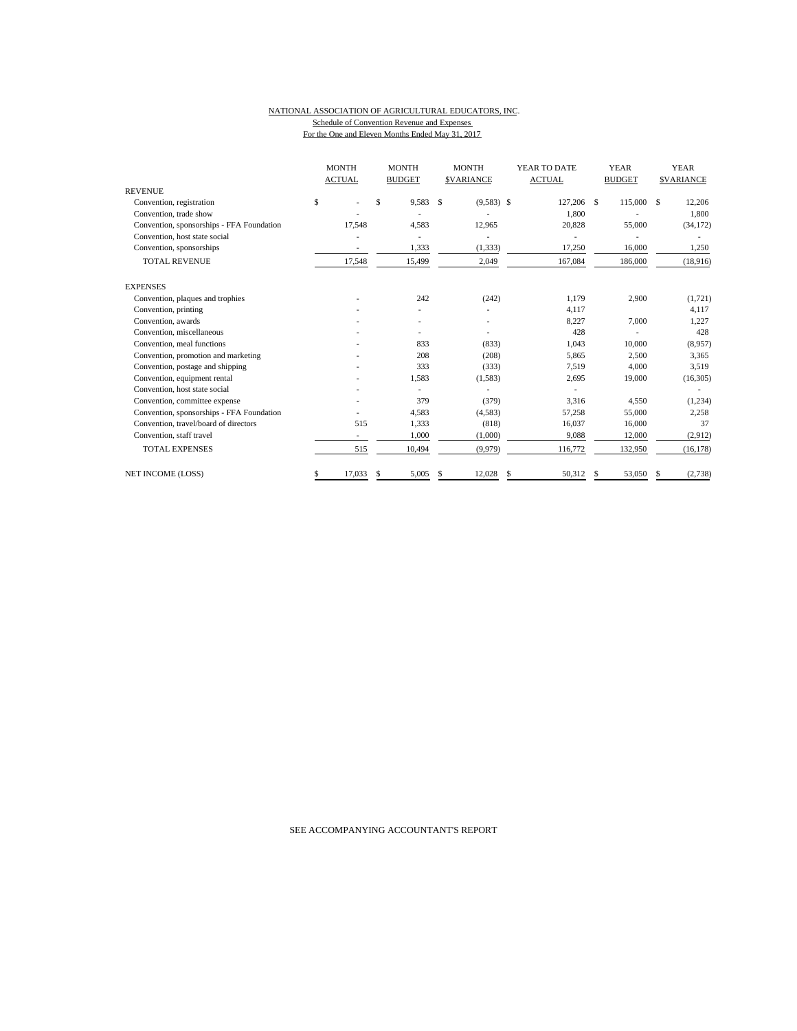NATIONAL ASSOCIATION OF AGRICULTURAL EDUCATORS, INC.

Schedule of Convention Revenue and Expenses

For the One and Eleven Months Ended May 31, 2017

| | MONTH ACTUAL | MONTH BUDGET | MONTH $VARIANCE | YEAR TO DATE ACTUAL | YEAR BUDGET | YEAR $VARIANCE |
|---|---|---|---|---|---|---|
| REVENUE | | | | | | |
| Convention, registration | $ - | $ 9,583 | $ (9,583) | $ 127,206 | $ 115,000 | $ 12,206 |
| Convention, trade show | - | - | - | 1,800 | - | 1,800 |
| Convention, sponsorships - FFA Foundation | 17,548 | 4,583 | 12,965 | 20,828 | 55,000 | (34,172) |
| Convention, host state social | - | - | - | - | - | - |
| Convention, sponsorships | - | 1,333 | (1,333) | 17,250 | 16,000 | 1,250 |
| TOTAL REVENUE | 17,548 | 15,499 | 2,049 | 167,084 | 186,000 | (18,916) |
| EXPENSES | | | | | | |
| Convention, plaques and trophies | - | 242 | (242) | 1,179 | 2,900 | (1,721) |
| Convention, printing | - | - | - | 4,117 | | 4,117 |
| Convention, awards | - | - | - | 8,227 | 7,000 | 1,227 |
| Convention, miscellaneous | - | - | - | 428 | - | 428 |
| Convention, meal functions | - | 833 | (833) | 1,043 | 10,000 | (8,957) |
| Convention, promotion and marketing | - | 208 | (208) | 5,865 | 2,500 | 3,365 |
| Convention, postage and shipping | - | 333 | (333) | 7,519 | 4,000 | 3,519 |
| Convention, equipment rental | - | 1,583 | (1,583) | 2,695 | 19,000 | (16,305) |
| Convention, host state social | - | - | - | - | | - |
| Convention, committee expense | - | 379 | (379) | 3,316 | 4,550 | (1,234) |
| Convention, sponsorships - FFA Foundation | - | 4,583 | (4,583) | 57,258 | 55,000 | 2,258 |
| Convention, travel/board of directors | 515 | 1,333 | (818) | 16,037 | 16,000 | 37 |
| Convention, staff travel | - | 1,000 | (1,000) | 9,088 | 12,000 | (2,912) |
| TOTAL EXPENSES | 515 | 10,494 | (9,979) | 116,772 | 132,950 | (16,178) |
| NET INCOME (LOSS) | $ 17,033 | $ 5,005 | $ 12,028 | $ 50,312 | $ 53,050 | $ (2,738) |

SEE ACCOMPANYING ACCOUNTANT'S REPORT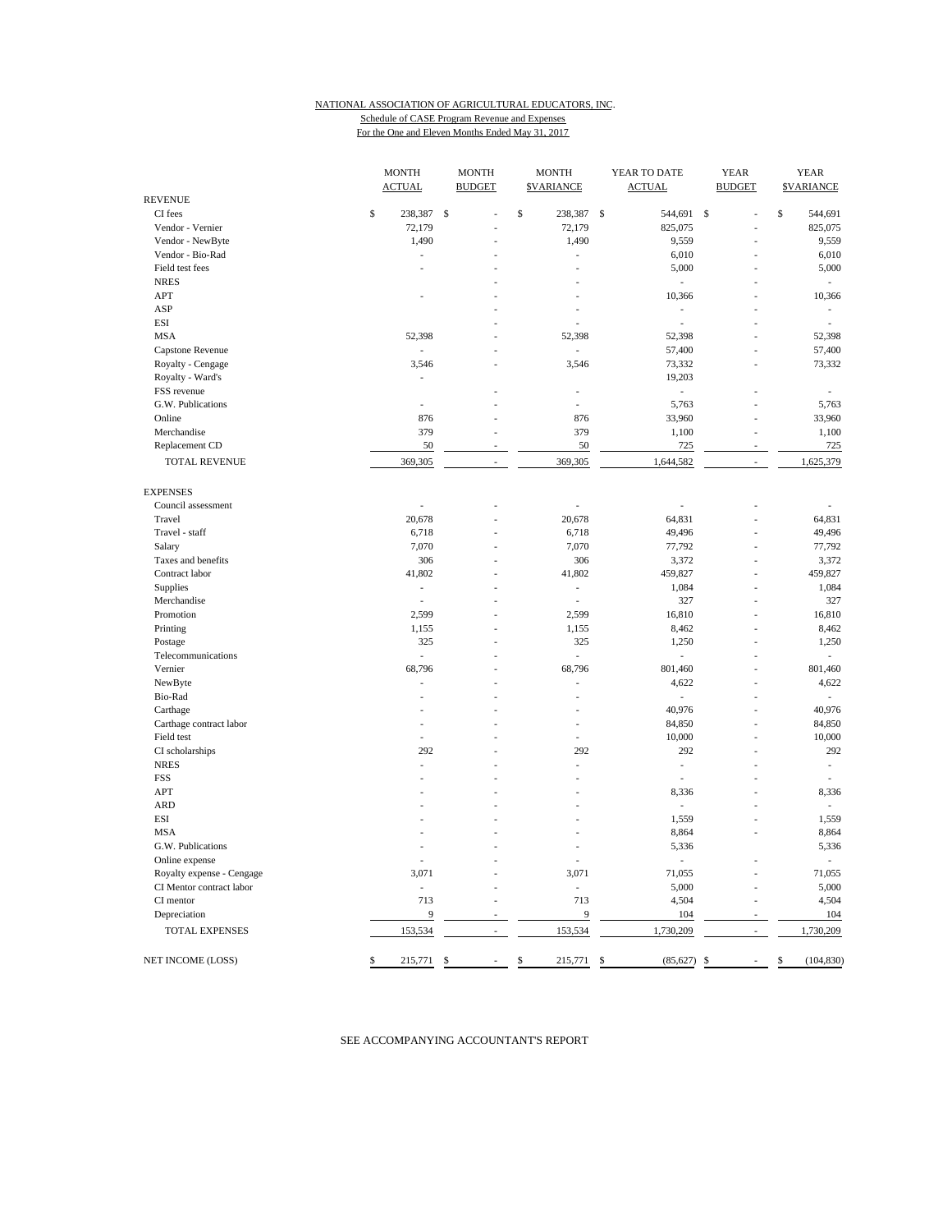NATIONAL ASSOCIATION OF AGRICULTURAL EDUCATORS, INC.
Schedule of CASE Program Revenue and Expenses
For the One and Eleven Months Ended May 31, 2017

| | MONTH ACTUAL | MONTH BUDGET | MONTH $VARIANCE | YEAR TO DATE ACTUAL | YEAR BUDGET | YEAR $VARIANCE |
|---|---|---|---|---|---|---|
| REVENUE | | | | | | |
| CI fees | $ 238,387 | $ - | $ 238,387 | $ 544,691 | $ - | $ 544,691 |
| Vendor - Vernier | 72,179 | - | 72,179 | 825,075 | - | 825,075 |
| Vendor - NewByte | 1,490 | - | 1,490 | 9,559 | - | 9,559 |
| Vendor - Bio-Rad | - | - | - | 6,010 | - | 6,010 |
| Field test fees | - | - | - | 5,000 | - | 5,000 |
| NRES | | - | - | - | - | - |
| APT | - | - | - | 10,366 | - | 10,366 |
| ASP | | - | - | - | - | - |
| ESI | | - | - | - | - | - |
| MSA | 52,398 | - | 52,398 | 52,398 | - | 52,398 |
| Capstone Revenue | - | - | - | 57,400 | - | 57,400 |
| Royalty - Cengage | 3,546 | - | 3,546 | 73,332 | - | 73,332 |
| Royalty - Ward's | - | | | 19,203 | | |
| FSS revenue | | - | - | - | - | - |
| G.W. Publications | - | - | - | 5,763 | - | 5,763 |
| Online | 876 | - | 876 | 33,960 | - | 33,960 |
| Merchandise | 379 | - | 379 | 1,100 | - | 1,100 |
| Replacement CD | 50 | - | 50 | 725 | - | 725 |
| TOTAL REVENUE | 369,305 | - | 369,305 | 1,644,582 | - | 1,625,379 |
| EXPENSES | | | | | | |
| Council assessment | - | - | - | - | - | - |
| Travel | 20,678 | - | 20,678 | 64,831 | - | 64,831 |
| Travel - staff | 6,718 | - | 6,718 | 49,496 | - | 49,496 |
| Salary | 7,070 | - | 7,070 | 77,792 | - | 77,792 |
| Taxes and benefits | 306 | - | 306 | 3,372 | - | 3,372 |
| Contract labor | 41,802 | - | 41,802 | 459,827 | - | 459,827 |
| Supplies | - | - | - | 1,084 | - | 1,084 |
| Merchandise | - | - | - | 327 | - | 327 |
| Promotion | 2,599 | - | 2,599 | 16,810 | - | 16,810 |
| Printing | 1,155 | - | 1,155 | 8,462 | - | 8,462 |
| Postage | 325 | - | 325 | 1,250 | - | 1,250 |
| Telecommunications | - | - | - | - | - | - |
| Vernier | 68,796 | - | 68,796 | 801,460 | - | 801,460 |
| NewByte | - | - | - | 4,622 | - | 4,622 |
| Bio-Rad | - | - | - | - | - | - |
| Carthage | - | - | - | 40,976 | - | 40,976 |
| Carthage contract labor | - | - | - | 84,850 | - | 84,850 |
| Field test | - | - | - | 10,000 | - | 10,000 |
| CI scholarships | 292 | - | 292 | 292 | - | 292 |
| NRES | - | - | - | - | - | - |
| FSS | - | - | - | - | - | - |
| APT | - | - | - | 8,336 | - | 8,336 |
| ARD | - | - | - | - | - | - |
| ESI | - | - | - | 1,559 | - | 1,559 |
| MSA | - | - | - | 8,864 | - | 8,864 |
| G.W. Publications | - | - | - | 5,336 | | 5,336 |
| Online expense | - | - | - | - | - | - |
| Royalty expense - Cengage | 3,071 | - | 3,071 | 71,055 | - | 71,055 |
| CI Mentor contract labor | - | - | - | 5,000 | - | 5,000 |
| CI mentor | 713 | - | 713 | 4,504 | - | 4,504 |
| Depreciation | 9 | - | 9 | 104 | - | 104 |
| TOTAL EXPENSES | 153,534 | - | 153,534 | 1,730,209 | - | 1,730,209 |
| NET INCOME (LOSS) | $ 215,771 | $ - | $ 215,771 | $ (85,627) | $ - | $ (104,830) |

SEE ACCOMPANYING ACCOUNTANT'S REPORT